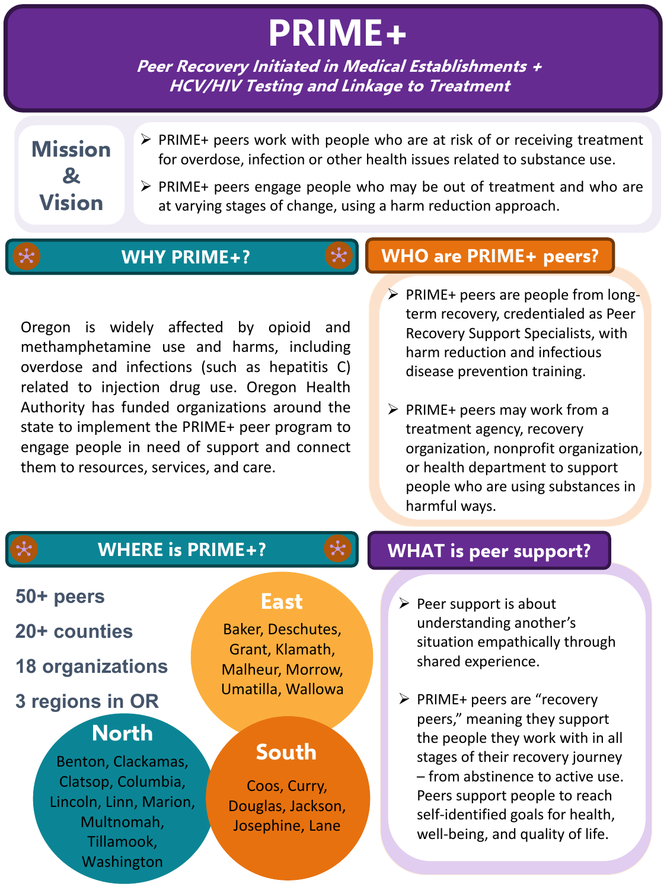# PRIME+

***Peer Recovery Initiated in Medical Establishments + HCV/HIV Testing and Linkage to Treatment***

## Mission & Vision

- PRIME+ peers work with people who are at risk of or receiving treatment for overdose, infection or other health issues related to substance use.
- PRIME+ peers engage people who may be out of treatment and who are at varying stages of change, using a harm reduction approach.

## WHY PRIME+?

Oregon is widely affected by opioid and methamphetamine use and harms, including overdose and infections (such as hepatitis C) related to injection drug use. Oregon Health Authority has funded organizations around the state to implement the PRIME+ peer program to engage people in need of support and connect them to resources, services, and care.

## WHO are PRIME+ peers?

- PRIME+ peers are people from long-term recovery, credentialed as Peer Recovery Support Specialists, with harm reduction and infectious disease prevention training.
- PRIME+ peers may work from a treatment agency, recovery organization, nonprofit organization, or health department to support people who are using substances in harmful ways.

## WHERE is PRIME+?

**50+ peers**

**20+ counties**

**18 organizations**

**3 regions in OR**

**East**

Baker, Deschutes, Grant, Klamath, Malheur, Morrow, Umatilla, Wallowa

**North**

Benton, Clackamas, Clatsop, Columbia, Lincoln, Linn, Marion, Multnomah, Tillamook, Washington

**South**

Coos, Curry, Douglas, Jackson, Josephine, Lane

## WHAT is peer support?

- Peer support is about understanding another's situation empathically through shared experience.
- PRIME+ peers are "recovery peers," meaning they support the people they work with in all stages of their recovery journey – from abstinence to active use. Peers support people to reach self-identified goals for health, well-being, and quality of life.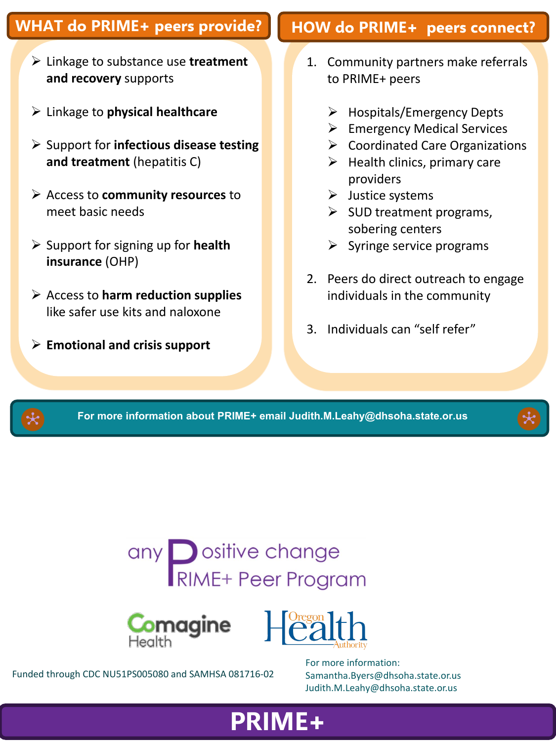## WHAT do PRIME+ peers provide?

- Linkage to substance use **treatment and recovery** supports
- Linkage to **physical healthcare**
- Support for **infectious disease testing and treatment** (hepatitis C)
- Access to **community resources** to meet basic needs
- Support for signing up for **health insurance** (OHP)
- Access to **harm reduction supplies** like safer use kits and naloxone
- **Emotional and crisis support**

## HOW do PRIME+ peers connect?

1. Community partners make referrals to PRIME+ peers
   - Hospitals/Emergency Depts
   - Emergency Medical Services
   - Coordinated Care Organizations
   - Health clinics, primary care providers
   - Justice systems
   - SUD treatment programs, sobering centers
   - Syringe service programs
2. Peers do direct outreach to engage individuals in the community
3. Individuals can “self refer”

**For more information about PRIME+ email Judith.M.Leahy@dhsoha.state.or.us**

any Positive change
PRIME+ Peer Program

Comagine Health

Oregon Health Authority

Funded through CDC NU51PS005080 and SAMHSA 081716-02

For more information:
Samantha.Byers@dhsoha.state.or.us
Judith.M.Leahy@dhsoha.state.or.us

**PRIME+**